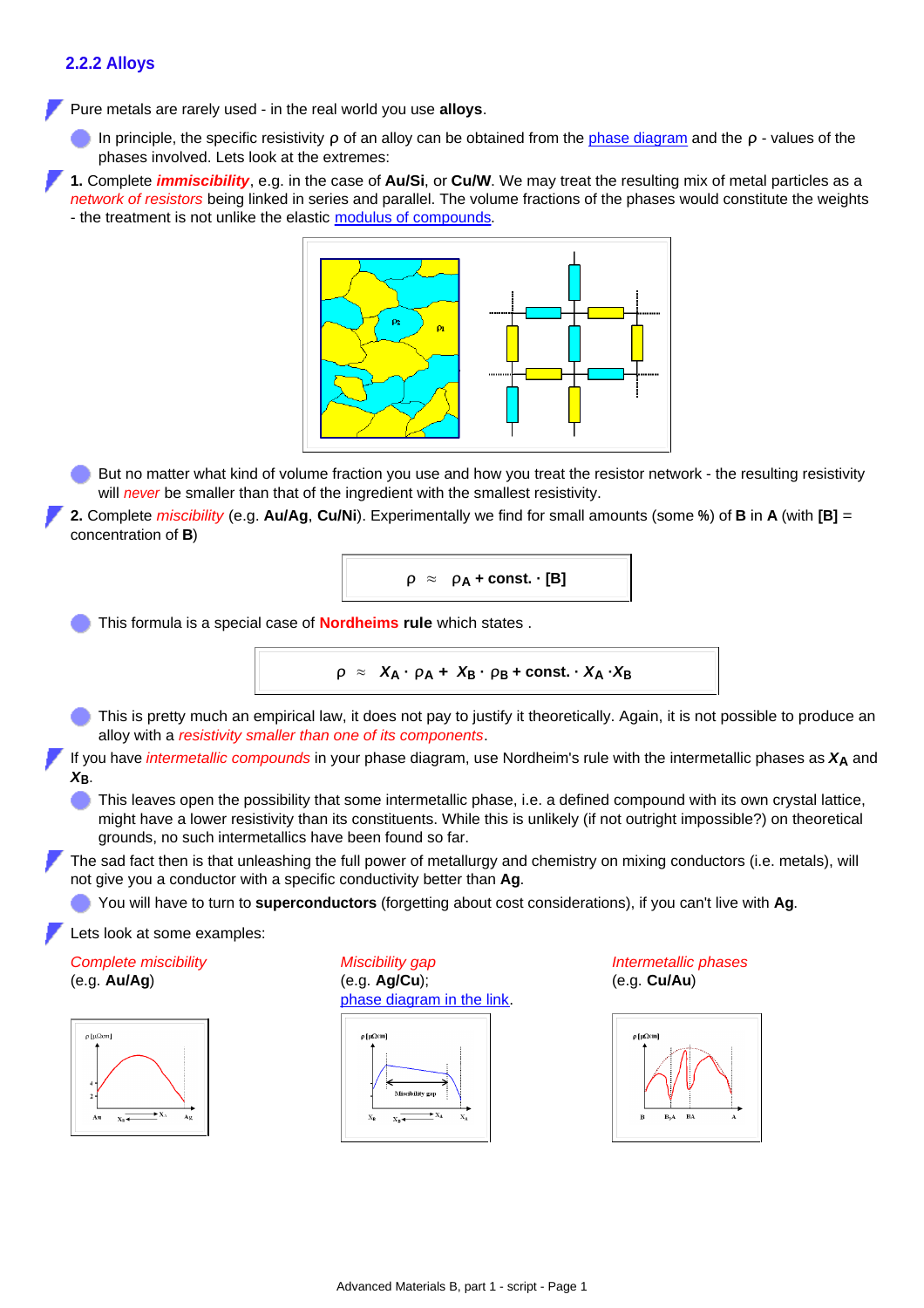### 2.2.2 Alloys

- Pure metals are rarely used - in the real world you use **alloys**.
  - In principle, the specific resistivity ρ of an alloy can be obtained from the phase diagram and the ρ - values of the phases involved. Lets look at the extremes:
- **1.** Complete ***immiscibility***, e.g. in the case of **Au/Si**, or **Cu/W**. We may treat the resulting mix of metal particles as a *network of resistors* being linked in series and parallel. The volume fractions of the phases would constitute the weights - the treatment is not unlike the elastic modulus of compounds.
  - But no matter what kind of volume fraction you use and how you treat the resistor network - the resulting resistivity will *never* be smaller than that of the ingredient with the smallest resistivity.
- **2.** Complete *miscibility* (e.g. **Au/Ag**, **Cu/Ni**). Experimentally we find for small amounts (some **%**) of **B** in **A** (with **[B]** = concentration of **B**)

$$\rho \approx \rho_A + \text{const.} \cdot [B]$$

  - This formula is a special case of **Nordheims rule** which states .

$$\rho \approx X_A \cdot \rho_A + X_B \cdot \rho_B + \text{const.} \cdot X_A \cdot X_B$$

  - This is pretty much an empirical law, it does not pay to justify it theoretically. Again, it is not possible to produce an alloy with a *resistivity smaller than one of its components*.
- If you have *intermetallic compounds* in your phase diagram, use Nordheim's rule with the intermetallic phases as $X_A$ and $X_B$.
  - This leaves open the possibility that some intermetallic phase, i.e. a defined compound with its own crystal lattice, might have a lower resistivity than its constituents. While this is unlikely (if not outright impossible?) on theoretical grounds, no such intermetallics have been found so far.
- The sad fact then is that unleashing the full power of metallurgy and chemistry on mixing conductors (i.e. metals), will not give you a conductor with a specific conductivity better than **Ag**.
  - You will have to turn to **superconductors** (forgetting about cost considerations), if you can't live with **Ag**.
- Lets look at some examples:

*Complete miscibility* (e.g. **Au/Ag**)

*Miscibility gap* (e.g. **Ag/Cu**); phase diagram in the link.

*Intermetallic phases* (e.g. **Cu/Au**)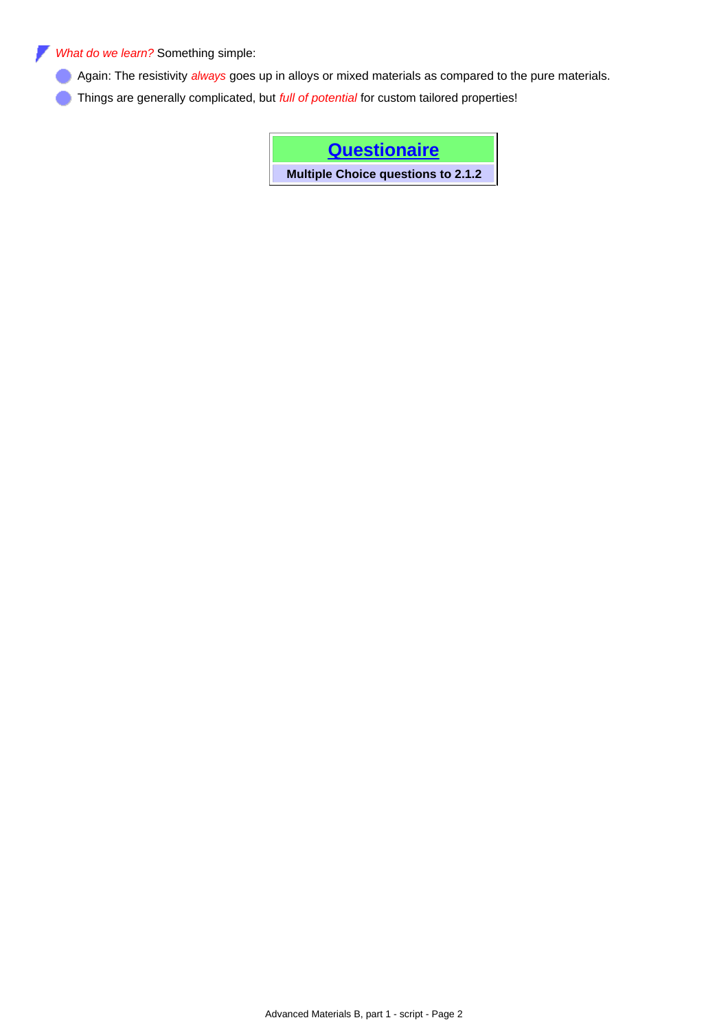*What do we learn?* Something simple:

- Again: The resistivity *always* goes up in alloys or mixed materials as compared to the pure materials.
- Things are generally complicated, but *full of potential* for custom tailored properties!

| **Questionaire** |
|---|
| **Multiple Choice questions to 2.1.2** |